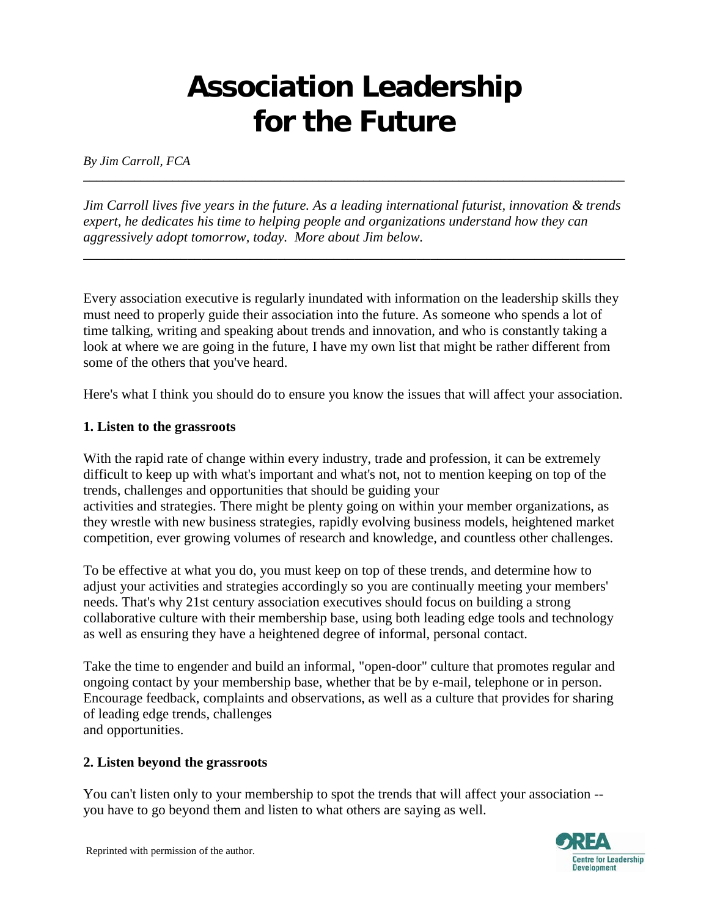# Association Leadership for the Future

*By Jim Carroll, FCA*

---

*Jim Carroll lives five years in the future. As a leading international futurist, innovation & trends expert, he dedicates his time to helping people and organizations understand how they can aggressively adopt tomorrow, today. More about Jim below.*

---

Every association executive is regularly inundated with information on the leadership skills they must need to properly guide their association into the future. As someone who spends a lot of time talking, writing and speaking about trends and innovation, and who is constantly taking a look at where we are going in the future, I have my own list that might be rather different from some of the others that you've heard.

Here's what I think you should do to ensure you know the issues that will affect your association.

**1. Listen to the grassroots**

With the rapid rate of change within every industry, trade and profession, it can be extremely difficult to keep up with what's important and what's not, not to mention keeping on top of the trends, challenges and opportunities that should be guiding your activities and strategies. There might be plenty going on within your member organizations, as they wrestle with new business strategies, rapidly evolving business models, heightened market competition, ever growing volumes of research and knowledge, and countless other challenges.

To be effective at what you do, you must keep on top of these trends, and determine how to adjust your activities and strategies accordingly so you are continually meeting your members' needs. That's why 21st century association executives should focus on building a strong collaborative culture with their membership base, using both leading edge tools and technology as well as ensuring they have a heightened degree of informal, personal contact.

Take the time to engender and build an informal, "open-door" culture that promotes regular and ongoing contact by your membership base, whether that be by e-mail, telephone or in person. Encourage feedback, complaints and observations, as well as a culture that provides for sharing of leading edge trends, challenges and opportunities.

**2. Listen beyond the grassroots**

You can't listen only to your membership to spot the trends that will affect your association -- you have to go beyond them and listen to what others are saying as well.

Reprinted with permission of the author.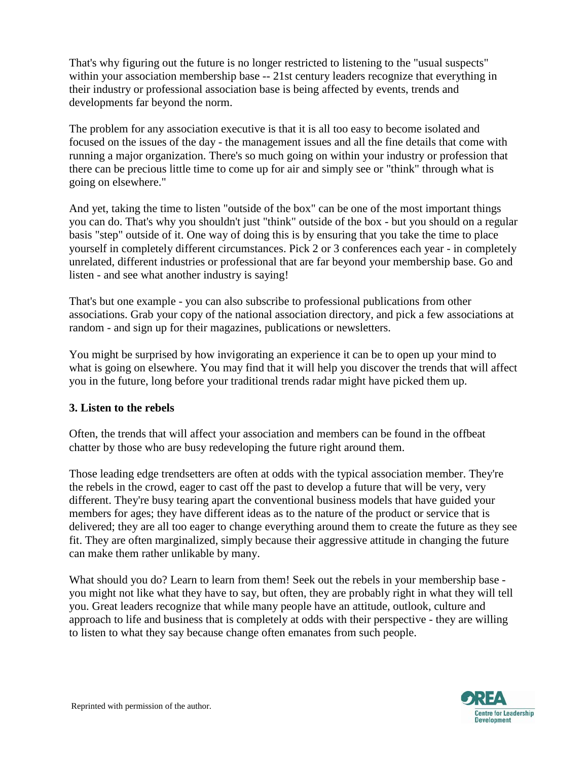That's why figuring out the future is no longer restricted to listening to the "usual suspects" within your association membership base -- 21st century leaders recognize that everything in their industry or professional association base is being affected by events, trends and developments far beyond the norm.

The problem for any association executive is that it is all too easy to become isolated and focused on the issues of the day - the management issues and all the fine details that come with running a major organization. There's so much going on within your industry or profession that there can be precious little time to come up for air and simply see or "think" through what is going on elsewhere."

And yet, taking the time to listen "outside of the box" can be one of the most important things you can do. That's why you shouldn't just "think" outside of the box - but you should on a regular basis "step" outside of it. One way of doing this is by ensuring that you take the time to place yourself in completely different circumstances. Pick 2 or 3 conferences each year - in completely unrelated, different industries or professional that are far beyond your membership base. Go and listen - and see what another industry is saying!

That's but one example - you can also subscribe to professional publications from other associations. Grab your copy of the national association directory, and pick a few associations at random - and sign up for their magazines, publications or newsletters.

You might be surprised by how invigorating an experience it can be to open up your mind to what is going on elsewhere. You may find that it will help you discover the trends that will affect you in the future, long before your traditional trends radar might have picked them up.

**3. Listen to the rebels**

Often, the trends that will affect your association and members can be found in the offbeat chatter by those who are busy redeveloping the future right around them.

Those leading edge trendsetters are often at odds with the typical association member. They're the rebels in the crowd, eager to cast off the past to develop a future that will be very, very different. They're busy tearing apart the conventional business models that have guided your members for ages; they have different ideas as to the nature of the product or service that is delivered; they are all too eager to change everything around them to create the future as they see fit. They are often marginalized, simply because their aggressive attitude in changing the future can make them rather unlikable by many.

What should you do? Learn to learn from them! Seek out the rebels in your membership base - you might not like what they have to say, but often, they are probably right in what they will tell you. Great leaders recognize that while many people have an attitude, outlook, culture and approach to life and business that is completely at odds with their perspective - they are willing to listen to what they say because change often emanates from such people.

Reprinted with permission of the author.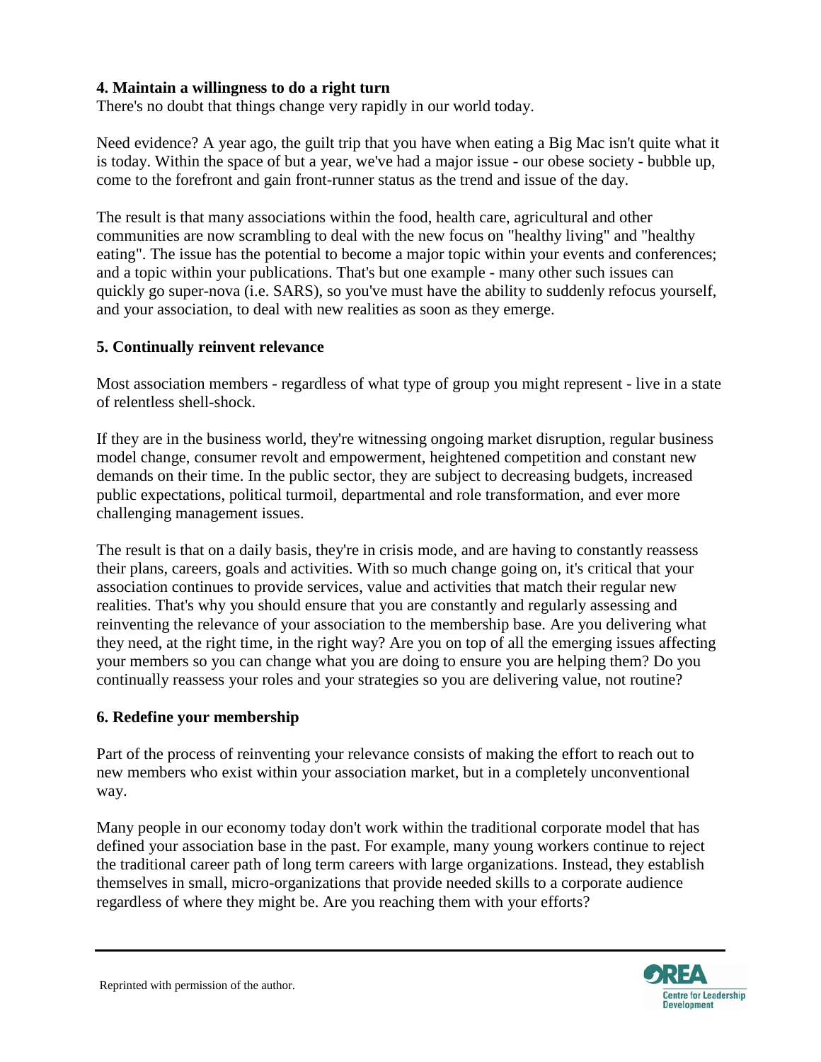**4. Maintain a willingness to do a right turn**

There's no doubt that things change very rapidly in our world today.

Need evidence? A year ago, the guilt trip that you have when eating a Big Mac isn't quite what it is today. Within the space of but a year, we've had a major issue - our obese society - bubble up, come to the forefront and gain front-runner status as the trend and issue of the day.

The result is that many associations within the food, health care, agricultural and other communities are now scrambling to deal with the new focus on "healthy living" and "healthy eating". The issue has the potential to become a major topic within your events and conferences; and a topic within your publications. That's but one example - many other such issues can quickly go super-nova (i.e. SARS), so you've must have the ability to suddenly refocus yourself, and your association, to deal with new realities as soon as they emerge.

**5. Continually reinvent relevance**

Most association members - regardless of what type of group you might represent - live in a state of relentless shell-shock.

If they are in the business world, they're witnessing ongoing market disruption, regular business model change, consumer revolt and empowerment, heightened competition and constant new demands on their time. In the public sector, they are subject to decreasing budgets, increased public expectations, political turmoil, departmental and role transformation, and ever more challenging management issues.

The result is that on a daily basis, they're in crisis mode, and are having to constantly reassess their plans, careers, goals and activities. With so much change going on, it's critical that your association continues to provide services, value and activities that match their regular new realities. That's why you should ensure that you are constantly and regularly assessing and reinventing the relevance of your association to the membership base. Are you delivering what they need, at the right time, in the right way? Are you on top of all the emerging issues affecting your members so you can change what you are doing to ensure you are helping them? Do you continually reassess your roles and your strategies so you are delivering value, not routine?

**6. Redefine your membership**

Part of the process of reinventing your relevance consists of making the effort to reach out to new members who exist within your association market, but in a completely unconventional way.

Many people in our economy today don't work within the traditional corporate model that has defined your association base in the past. For example, many young workers continue to reject the traditional career path of long term careers with large organizations. Instead, they establish themselves in small, micro-organizations that provide needed skills to a corporate audience regardless of where they might be. Are you reaching them with your efforts?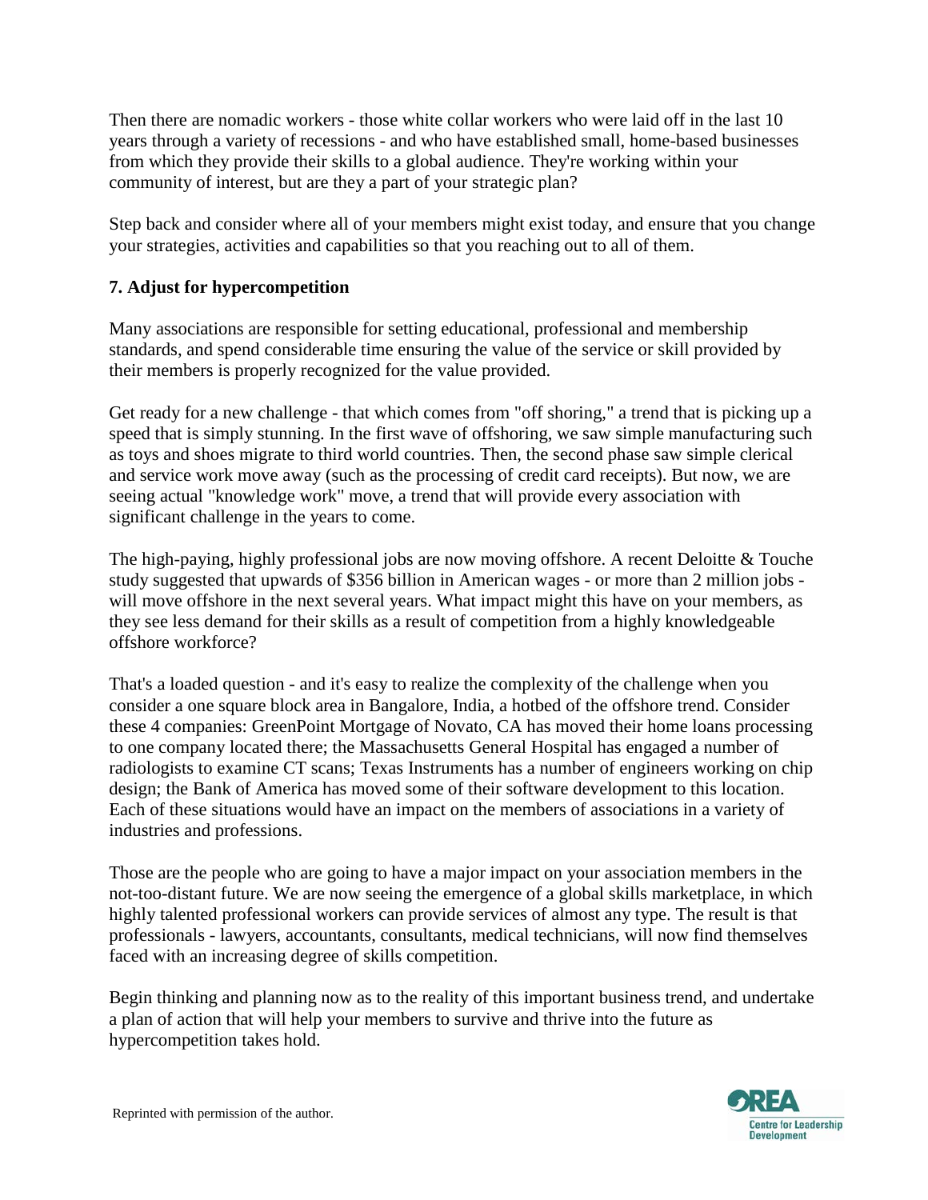Then there are nomadic workers - those white collar workers who were laid off in the last 10 years through a variety of recessions - and who have established small, home-based businesses from which they provide their skills to a global audience. They're working within your community of interest, but are they a part of your strategic plan?

Step back and consider where all of your members might exist today, and ensure that you change your strategies, activities and capabilities so that you reaching out to all of them.

**7. Adjust for hypercompetition**

Many associations are responsible for setting educational, professional and membership standards, and spend considerable time ensuring the value of the service or skill provided by their members is properly recognized for the value provided.

Get ready for a new challenge - that which comes from "off shoring," a trend that is picking up a speed that is simply stunning. In the first wave of offshoring, we saw simple manufacturing such as toys and shoes migrate to third world countries. Then, the second phase saw simple clerical and service work move away (such as the processing of credit card receipts). But now, we are seeing actual "knowledge work" move, a trend that will provide every association with significant challenge in the years to come.

The high-paying, highly professional jobs are now moving offshore. A recent Deloitte & Touche study suggested that upwards of $356 billion in American wages - or more than 2 million jobs - will move offshore in the next several years. What impact might this have on your members, as they see less demand for their skills as a result of competition from a highly knowledgeable offshore workforce?

That's a loaded question - and it's easy to realize the complexity of the challenge when you consider a one square block area in Bangalore, India, a hotbed of the offshore trend. Consider these 4 companies: GreenPoint Mortgage of Novato, CA has moved their home loans processing to one company located there; the Massachusetts General Hospital has engaged a number of radiologists to examine CT scans; Texas Instruments has a number of engineers working on chip design; the Bank of America has moved some of their software development to this location. Each of these situations would have an impact on the members of associations in a variety of industries and professions.

Those are the people who are going to have a major impact on your association members in the not-too-distant future. We are now seeing the emergence of a global skills marketplace, in which highly talented professional workers can provide services of almost any type. The result is that professionals - lawyers, accountants, consultants, medical technicians, will now find themselves faced with an increasing degree of skills competition.

Begin thinking and planning now as to the reality of this important business trend, and undertake a plan of action that will help your members to survive and thrive into the future as hypercompetition takes hold.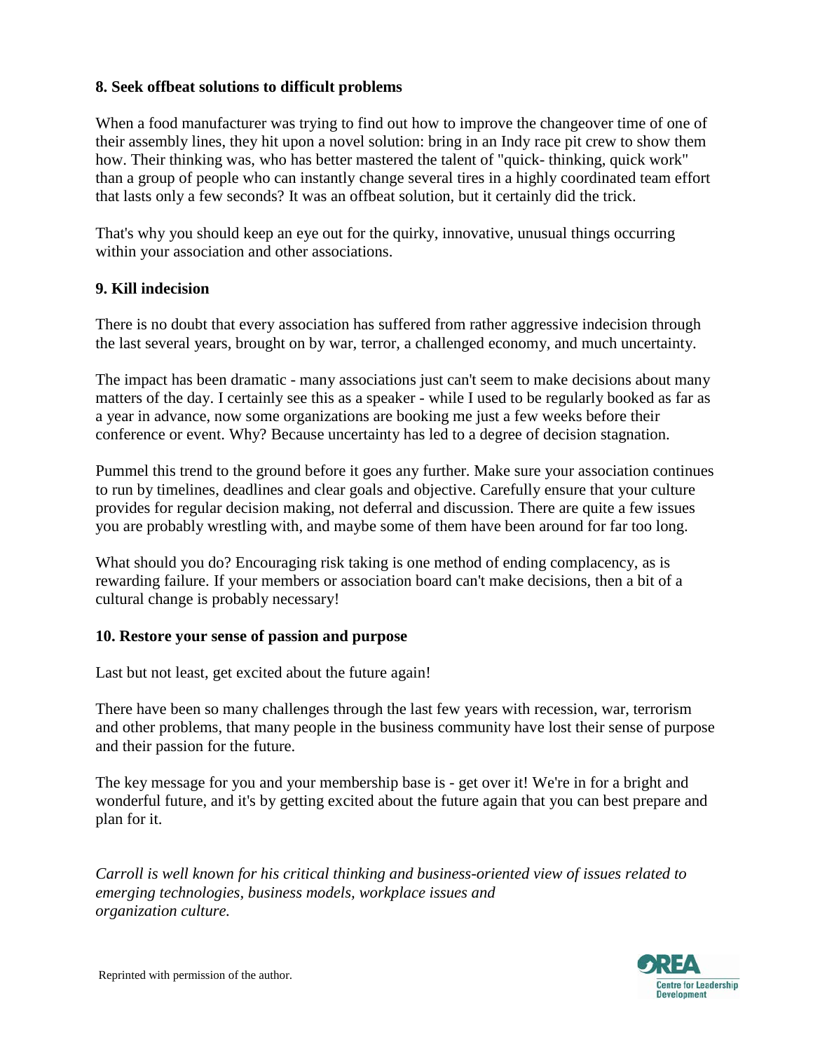**8. Seek offbeat solutions to difficult problems**

When a food manufacturer was trying to find out how to improve the changeover time of one of their assembly lines, they hit upon a novel solution: bring in an Indy race pit crew to show them how. Their thinking was, who has better mastered the talent of "quick- thinking, quick work" than a group of people who can instantly change several tires in a highly coordinated team effort that lasts only a few seconds? It was an offbeat solution, but it certainly did the trick.

That's why you should keep an eye out for the quirky, innovative, unusual things occurring within your association and other associations.

**9. Kill indecision**

There is no doubt that every association has suffered from rather aggressive indecision through the last several years, brought on by war, terror, a challenged economy, and much uncertainty.

The impact has been dramatic - many associations just can't seem to make decisions about many matters of the day. I certainly see this as a speaker - while I used to be regularly booked as far as a year in advance, now some organizations are booking me just a few weeks before their conference or event. Why? Because uncertainty has led to a degree of decision stagnation.

Pummel this trend to the ground before it goes any further. Make sure your association continues to run by timelines, deadlines and clear goals and objective. Carefully ensure that your culture provides for regular decision making, not deferral and discussion. There are quite a few issues you are probably wrestling with, and maybe some of them have been around for far too long.

What should you do? Encouraging risk taking is one method of ending complacency, as is rewarding failure. If your members or association board can't make decisions, then a bit of a cultural change is probably necessary!

**10. Restore your sense of passion and purpose**

Last but not least, get excited about the future again!

There have been so many challenges through the last few years with recession, war, terrorism and other problems, that many people in the business community have lost their sense of purpose and their passion for the future.

The key message for you and your membership base is - get over it! We're in for a bright and wonderful future, and it's by getting excited about the future again that you can best prepare and plan for it.

*Carroll is well known for his critical thinking and business-oriented view of issues related to emerging technologies, business models, workplace issues and organization culture.*

Reprinted with permission of the author.

OREA Centre for Leadership Development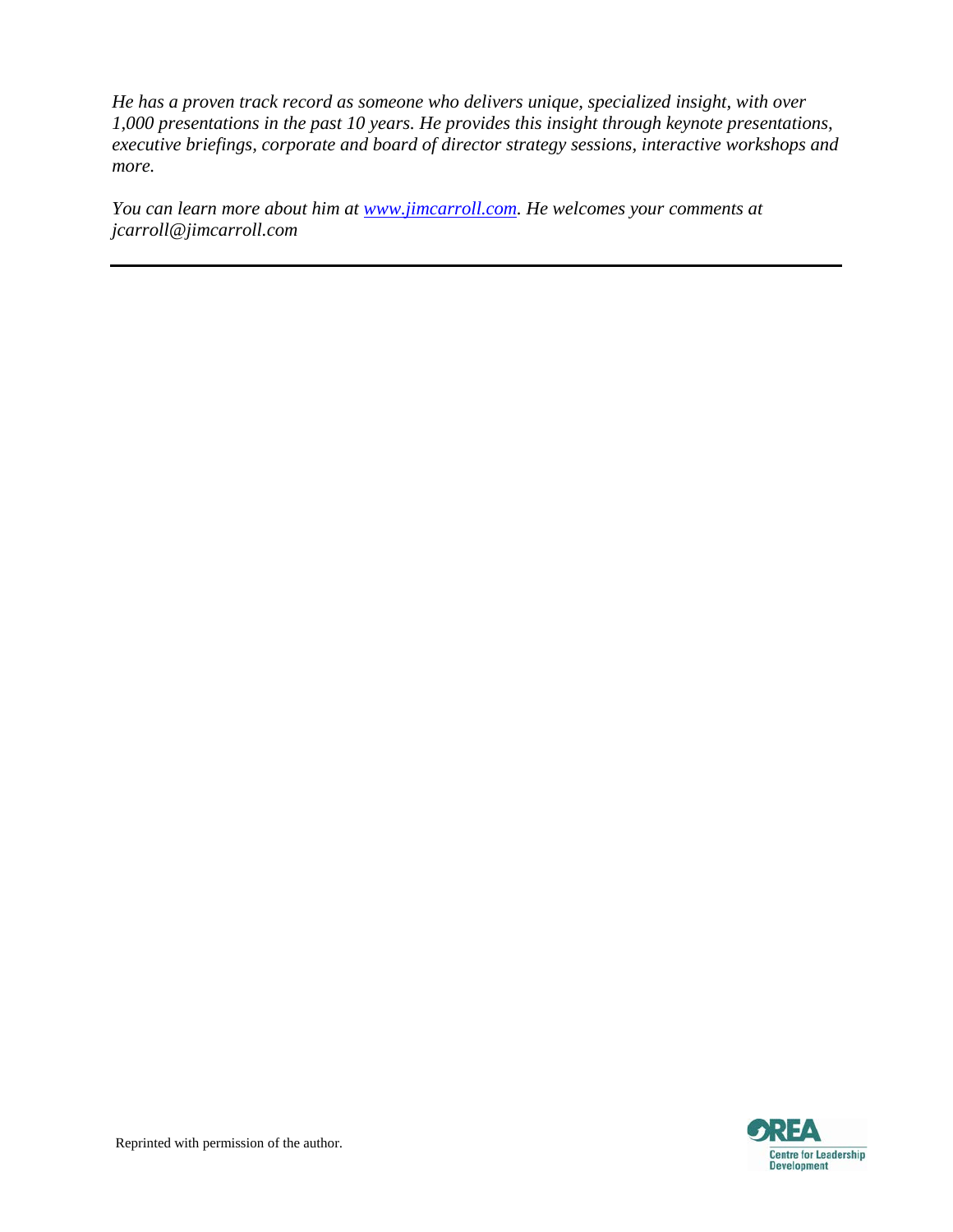*He has a proven track record as someone who delivers unique, specialized insight, with over 1,000 presentations in the past 10 years. He provides this insight through keynote presentations, executive briefings, corporate and board of director strategy sessions, interactive workshops and more.*

*You can learn more about him at [www.jimcarroll.com](http://www.jimcarroll.com). He welcomes your comments at jcarroll@jimcarroll.com*

---

Reprinted with permission of the author.

OREA Centre for Leadership Development